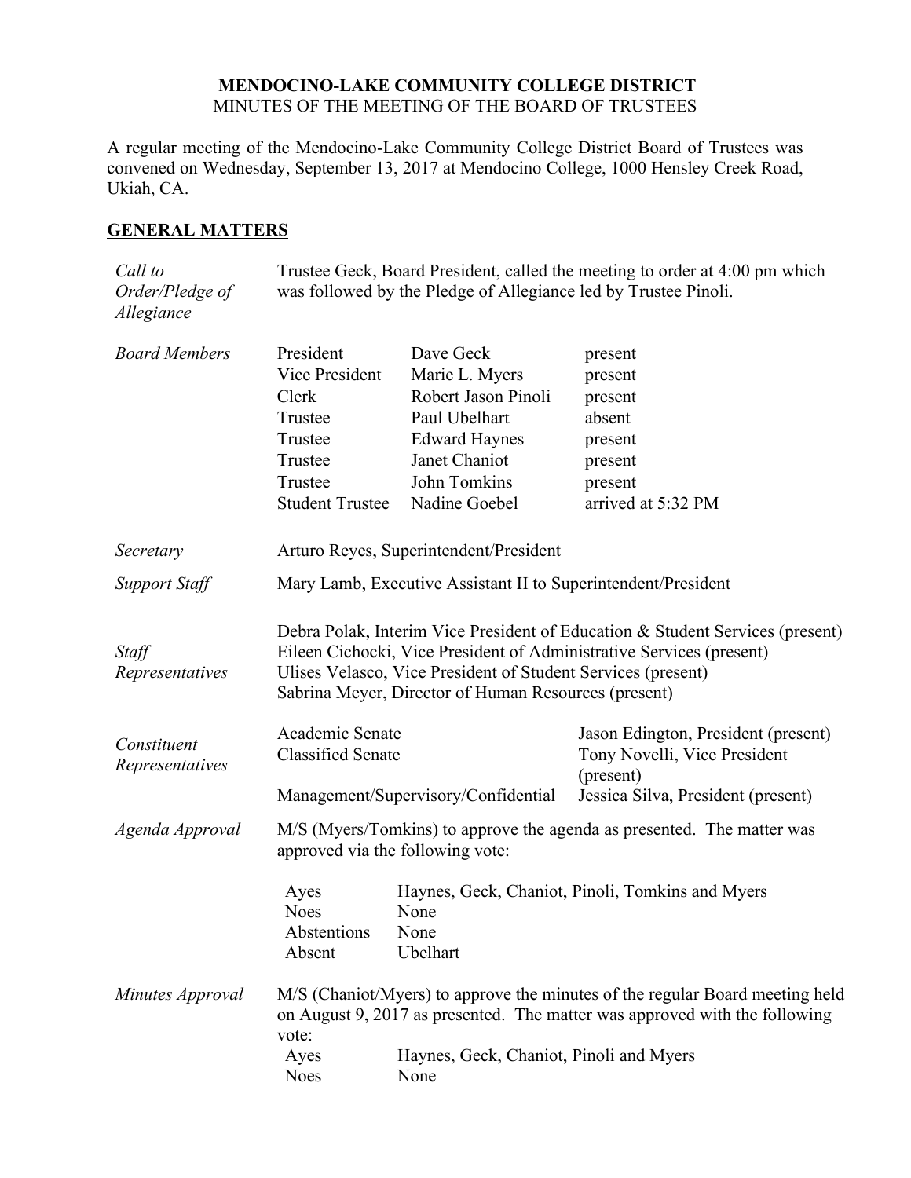**MENDOCINO-LAKE COMMUNITY COLLEGE DISTRICT**
MINUTES OF THE MEETING OF THE BOARD OF TRUSTEES

A regular meeting of the Mendocino-Lake Community College District Board of Trustees was convened on Wednesday, September 13, 2017 at Mendocino College, 1000 Hensley Creek Road, Ukiah, CA.

## GENERAL MATTERS

*Call to Order/Pledge of Allegiance*

Trustee Geck, Board President, called the meeting to order at 4:00 pm which was followed by the Pledge of Allegiance led by Trustee Pinoli.

*Board Members*

| | | |
|---|---|---|
| President | Dave Geck | present |
| Vice President | Marie L. Myers | present |
| Clerk | Robert Jason Pinoli | present |
| Trustee | Paul Ubelhart | absent |
| Trustee | Edward Haynes | present |
| Trustee | Janet Chaniot | present |
| Trustee | John Tomkins | present |
| Student Trustee | Nadine Goebel | arrived at 5:32 PM |

*Secretary*

Arturo Reyes, Superintendent/President

*Support Staff*

Mary Lamb, Executive Assistant II to Superintendent/President

*Staff Representatives*

Debra Polak, Interim Vice President of Education & Student Services (present)
Eileen Cichocki, Vice President of Administrative Services (present)
Ulises Velasco, Vice President of Student Services (present)
Sabrina Meyer, Director of Human Resources (present)

*Constituent Representatives*

| | |
|---|---|
| Academic Senate | Jason Edington, President (present) |
| Classified Senate | Tony Novelli, Vice President (present) |
| Management/Supervisory/Confidential | Jessica Silva, President (present) |

*Agenda Approval*

M/S (Myers/Tomkins) to approve the agenda as presented. The matter was approved via the following vote:

| | |
|---|---|
| Ayes | Haynes, Geck, Chaniot, Pinoli, Tomkins and Myers |
| Noes | None |
| Abstentions | None |
| Absent | Ubelhart |

*Minutes Approval*

M/S (Chaniot/Myers) to approve the minutes of the regular Board meeting held on August 9, 2017 as presented. The matter was approved with the following vote:

| | |
|---|---|
| Ayes | Haynes, Geck, Chaniot, Pinoli and Myers |
| Noes | None |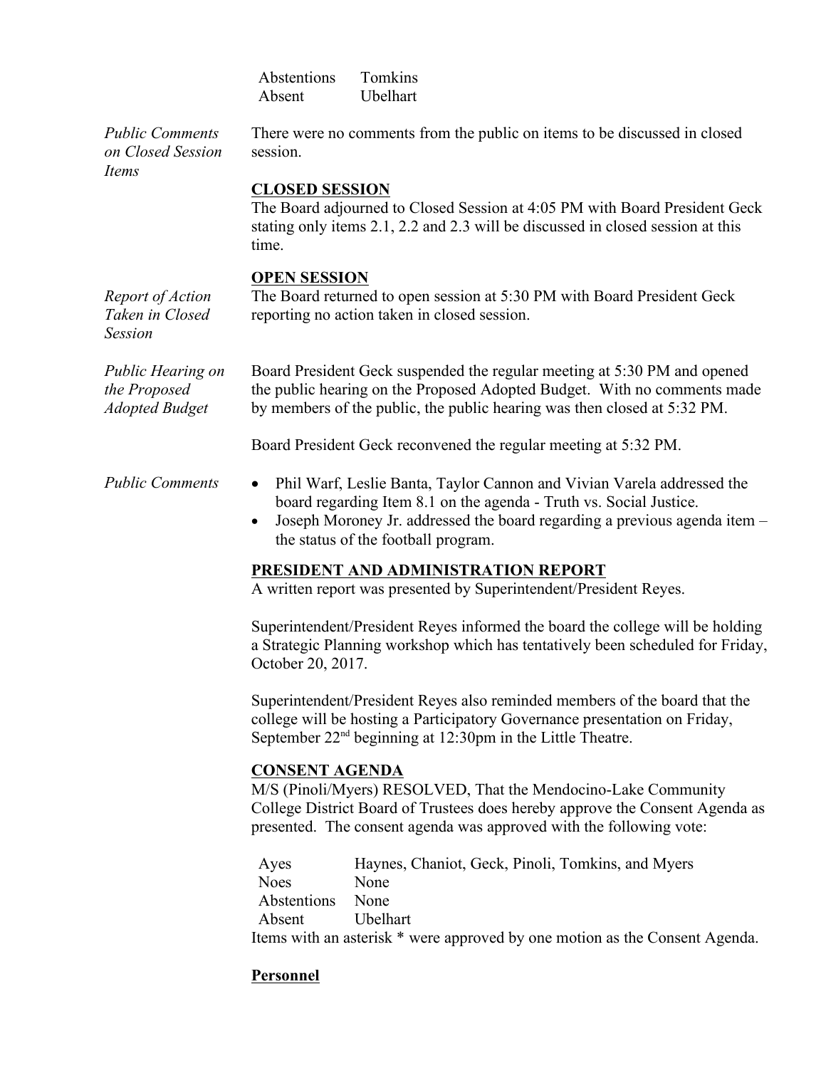| | |
|---|---|
| Abstentions | Tomkins |
| Absent | Ubelhart |

*Public Comments on Closed Session Items*

There were no comments from the public on items to be discussed in closed session.

**CLOSED SESSION**

The Board adjourned to Closed Session at 4:05 PM with Board President Geck stating only items 2.1, 2.2 and 2.3 will be discussed in closed session at this time.

**OPEN SESSION**

*Report of Action Taken in Closed Session*

The Board returned to open session at 5:30 PM with Board President Geck reporting no action taken in closed session.

*Public Hearing on the Proposed Adopted Budget*

Board President Geck suspended the regular meeting at 5:30 PM and opened the public hearing on the Proposed Adopted Budget. With no comments made by members of the public, the public hearing was then closed at 5:32 PM.

Board President Geck reconvened the regular meeting at 5:32 PM.

*Public Comments*

- Phil Warf, Leslie Banta, Taylor Cannon and Vivian Varela addressed the board regarding Item 8.1 on the agenda - Truth vs. Social Justice.
- Joseph Moroney Jr. addressed the board regarding a previous agenda item – the status of the football program.

**PRESIDENT AND ADMINISTRATION REPORT**

A written report was presented by Superintendent/President Reyes.

Superintendent/President Reyes informed the board the college will be holding a Strategic Planning workshop which has tentatively been scheduled for Friday, October 20, 2017.

Superintendent/President Reyes also reminded members of the board that the college will be hosting a Participatory Governance presentation on Friday, September 22nd beginning at 12:30pm in the Little Theatre.

**CONSENT AGENDA**

M/S (Pinoli/Myers) RESOLVED, That the Mendocino-Lake Community College District Board of Trustees does hereby approve the Consent Agenda as presented. The consent agenda was approved with the following vote:

| | |
|---|---|
| Ayes | Haynes, Chaniot, Geck, Pinoli, Tomkins, and Myers |
| Noes | None |
| Abstentions | None |
| Absent | Ubelhart |

Items with an asterisk * were approved by one motion as the Consent Agenda.

**Personnel**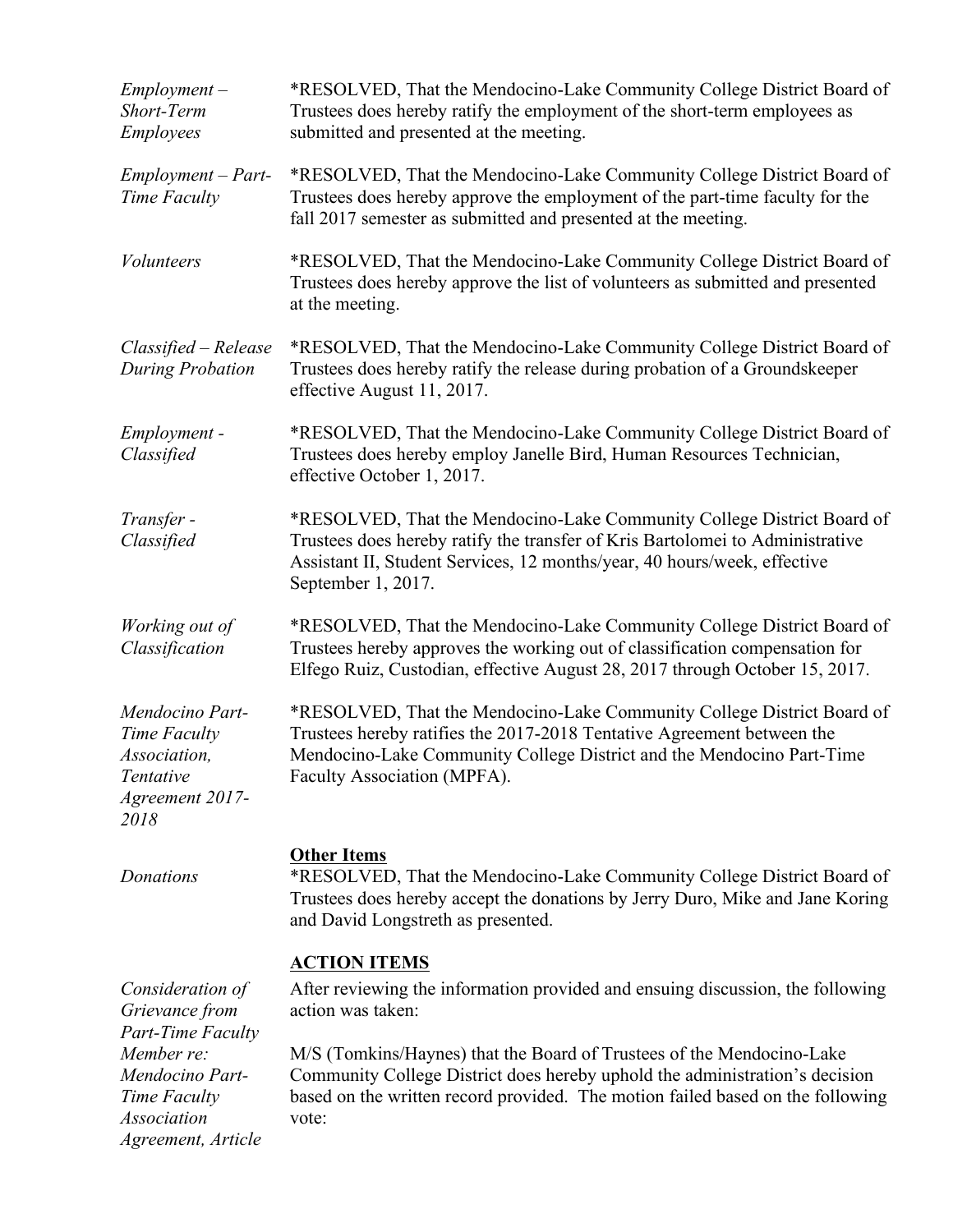*Employment – Short-Term Employees*

*RESOLVED, That the Mendocino-Lake Community College District Board of Trustees does hereby ratify the employment of the short-term employees as submitted and presented at the meeting.

*Employment – Part-Time Faculty*

*RESOLVED, That the Mendocino-Lake Community College District Board of Trustees does hereby approve the employment of the part-time faculty for the fall 2017 semester as submitted and presented at the meeting.

*Volunteers*

*RESOLVED, That the Mendocino-Lake Community College District Board of Trustees does hereby approve the list of volunteers as submitted and presented at the meeting.

*Classified – Release During Probation*

*RESOLVED, That the Mendocino-Lake Community College District Board of Trustees does hereby ratify the release during probation of a Groundskeeper effective August 11, 2017.

*Employment - Classified*

*RESOLVED, That the Mendocino-Lake Community College District Board of Trustees does hereby employ Janelle Bird, Human Resources Technician, effective October 1, 2017.

*Transfer - Classified*

*RESOLVED, That the Mendocino-Lake Community College District Board of Trustees does hereby ratify the transfer of Kris Bartolomei to Administrative Assistant II, Student Services, 12 months/year, 40 hours/week, effective September 1, 2017.

*Working out of Classification*

*RESOLVED, That the Mendocino-Lake Community College District Board of Trustees hereby approves the working out of classification compensation for Elfego Ruiz, Custodian, effective August 28, 2017 through October 15, 2017.

*Mendocino Part-Time Faculty Association, Tentative Agreement 2017-2018*

*RESOLVED, That the Mendocino-Lake Community College District Board of Trustees hereby ratifies the 2017-2018 Tentative Agreement between the Mendocino-Lake Community College District and the Mendocino Part-Time Faculty Association (MPFA).

**Other Items**

*Donations*

*RESOLVED, That the Mendocino-Lake Community College District Board of Trustees does hereby accept the donations by Jerry Duro, Mike and Jane Koring and David Longstreth as presented.

**ACTION ITEMS**

*Consideration of Grievance from Part-Time Faculty Member re: Mendocino Part-Time Faculty Association Agreement, Article*

After reviewing the information provided and ensuing discussion, the following action was taken:

M/S (Tomkins/Haynes) that the Board of Trustees of the Mendocino-Lake Community College District does hereby uphold the administration's decision based on the written record provided. The motion failed based on the following vote: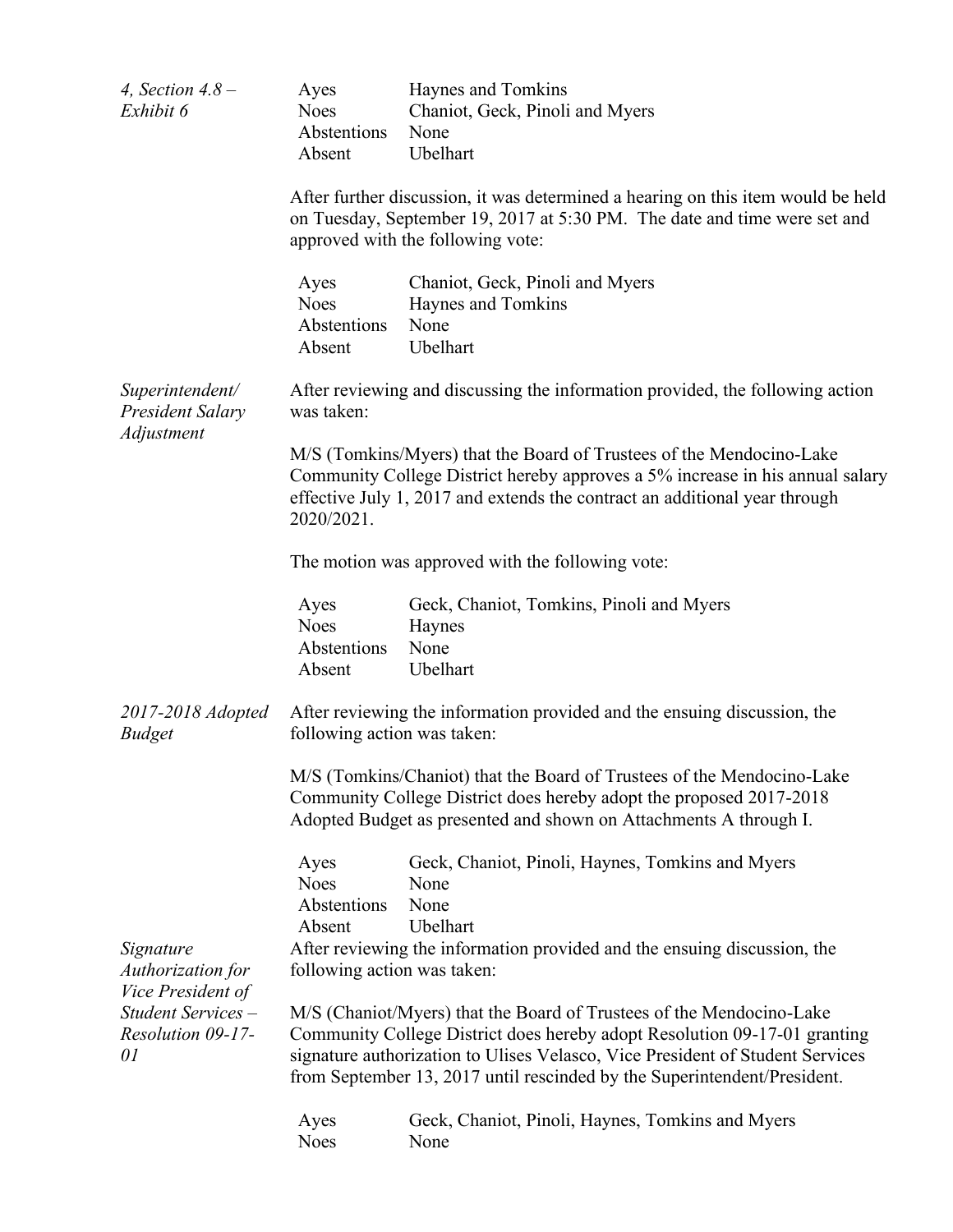*4, Section 4.8 – Exhibit 6*

| | |
|---|---|
| Ayes | Haynes and Tomkins |
| Noes | Chaniot, Geck, Pinoli and Myers |
| Abstentions | None |
| Absent | Ubelhart |

After further discussion, it was determined a hearing on this item would be held on Tuesday, September 19, 2017 at 5:30 PM. The date and time were set and approved with the following vote:

| | |
|---|---|
| Ayes | Chaniot, Geck, Pinoli and Myers |
| Noes | Haynes and Tomkins |
| Abstentions | None |
| Absent | Ubelhart |

*Superintendent/ President Salary Adjustment*

After reviewing and discussing the information provided, the following action was taken:

M/S (Tomkins/Myers) that the Board of Trustees of the Mendocino-Lake Community College District hereby approves a 5% increase in his annual salary effective July 1, 2017 and extends the contract an additional year through 2020/2021.

The motion was approved with the following vote:

| | |
|---|---|
| Ayes | Geck, Chaniot, Tomkins, Pinoli and Myers |
| Noes | Haynes |
| Abstentions | None |
| Absent | Ubelhart |

*2017-2018 Adopted Budget*

After reviewing the information provided and the ensuing discussion, the following action was taken:

M/S (Tomkins/Chaniot) that the Board of Trustees of the Mendocino-Lake Community College District does hereby adopt the proposed 2017-2018 Adopted Budget as presented and shown on Attachments A through I.

| | |
|---|---|
| Ayes | Geck, Chaniot, Pinoli, Haynes, Tomkins and Myers |
| Noes | None |
| Abstentions | None |
| Absent | Ubelhart |

*Signature Authorization for Vice President of Student Services – Resolution 09-17-01*

After reviewing the information provided and the ensuing discussion, the following action was taken:

M/S (Chaniot/Myers) that the Board of Trustees of the Mendocino-Lake Community College District does hereby adopt Resolution 09-17-01 granting signature authorization to Ulises Velasco, Vice President of Student Services from September 13, 2017 until rescinded by the Superintendent/President.

| | |
|---|---|
| Ayes | Geck, Chaniot, Pinoli, Haynes, Tomkins and Myers |
| Noes | None |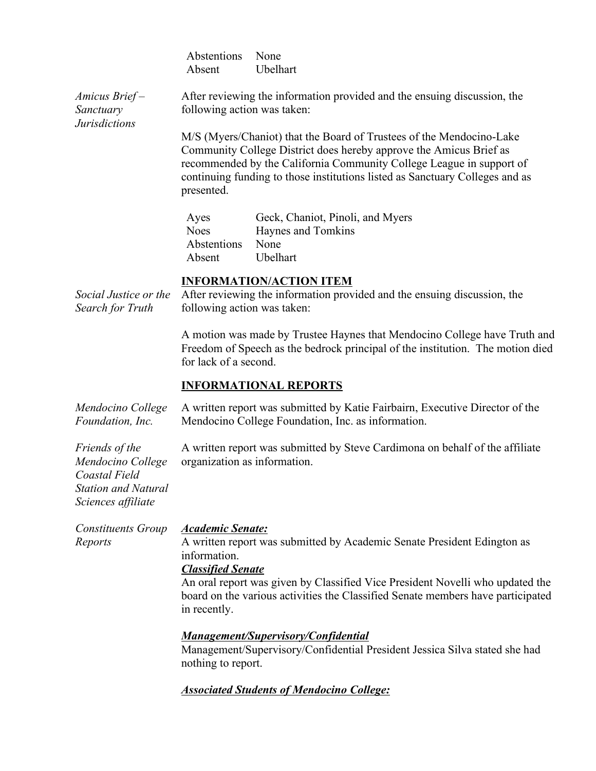| | |
|---|---|
| Abstentions | None |
| Absent | Ubelhart |

*Amicus Brief – Sanctuary Jurisdictions*

After reviewing the information provided and the ensuing discussion, the following action was taken:

M/S (Myers/Chaniot) that the Board of Trustees of the Mendocino-Lake Community College District does hereby approve the Amicus Brief as recommended by the California Community College League in support of continuing funding to those institutions listed as Sanctuary Colleges and as presented.

| | |
|---|---|
| Ayes | Geck, Chaniot, Pinoli, and Myers |
| Noes | Haynes and Tomkins |
| Abstentions | None |
| Absent | Ubelhart |

**INFORMATION/ACTION ITEM**

*Social Justice or the Search for Truth*

After reviewing the information provided and the ensuing discussion, the following action was taken:

A motion was made by Trustee Haynes that Mendocino College have Truth and Freedom of Speech as the bedrock principal of the institution. The motion died for lack of a second.

**INFORMATIONAL REPORTS**

*Mendocino College Foundation, Inc.*

A written report was submitted by Katie Fairbairn, Executive Director of the Mendocino College Foundation, Inc. as information.

*Friends of the Mendocino College Coastal Field Station and Natural Sciences affiliate*

A written report was submitted by Steve Cardimona on behalf of the affiliate organization as information.

*Constituents Group Reports*

***Academic Senate:***

A written report was submitted by Academic Senate President Edington as information.

***Classified Senate***

An oral report was given by Classified Vice President Novelli who updated the board on the various activities the Classified Senate members have participated in recently.

***Management/Supervisory/Confidential***

Management/Supervisory/Confidential President Jessica Silva stated she had nothing to report.

***Associated Students of Mendocino College:***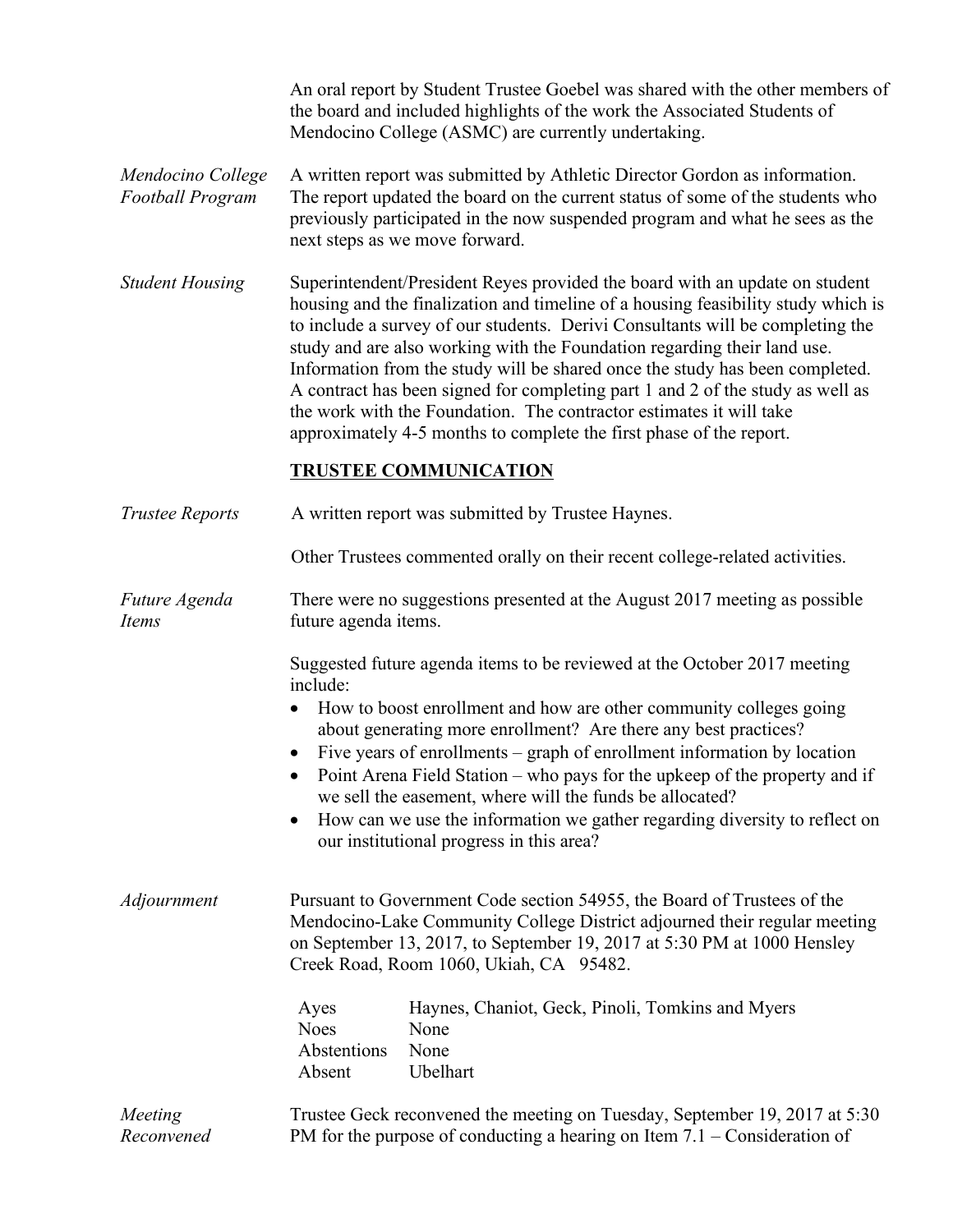An oral report by Student Trustee Goebel was shared with the other members of the board and included highlights of the work the Associated Students of Mendocino College (ASMC) are currently undertaking.

*Mendocino College Football Program*

A written report was submitted by Athletic Director Gordon as information. The report updated the board on the current status of some of the students who previously participated in the now suspended program and what he sees as the next steps as we move forward.

*Student Housing*

Superintendent/President Reyes provided the board with an update on student housing and the finalization and timeline of a housing feasibility study which is to include a survey of our students. Derivi Consultants will be completing the study and are also working with the Foundation regarding their land use. Information from the study will be shared once the study has been completed. A contract has been signed for completing part 1 and 2 of the study as well as the work with the Foundation. The contractor estimates it will take approximately 4-5 months to complete the first phase of the report.

## TRUSTEE COMMUNICATION

*Trustee Reports*

A written report was submitted by Trustee Haynes.

Other Trustees commented orally on their recent college-related activities.

*Future Agenda Items*

There were no suggestions presented at the August 2017 meeting as possible future agenda items.

Suggested future agenda items to be reviewed at the October 2017 meeting include:

- How to boost enrollment and how are other community colleges going about generating more enrollment? Are there any best practices?
- Five years of enrollments – graph of enrollment information by location
- Point Arena Field Station – who pays for the upkeep of the property and if we sell the easement, where will the funds be allocated?
- How can we use the information we gather regarding diversity to reflect on our institutional progress in this area?

*Adjournment*

Pursuant to Government Code section 54955, the Board of Trustees of the Mendocino-Lake Community College District adjourned their regular meeting on September 13, 2017, to September 19, 2017 at 5:30 PM at 1000 Hensley Creek Road, Room 1060, Ukiah, CA 95482.

| | |
|---|---|
| Ayes | Haynes, Chaniot, Geck, Pinoli, Tomkins and Myers |
| Noes | None |
| Abstentions | None |
| Absent | Ubelhart |

*Meeting Reconvened*

Trustee Geck reconvened the meeting on Tuesday, September 19, 2017 at 5:30 PM for the purpose of conducting a hearing on Item 7.1 – Consideration of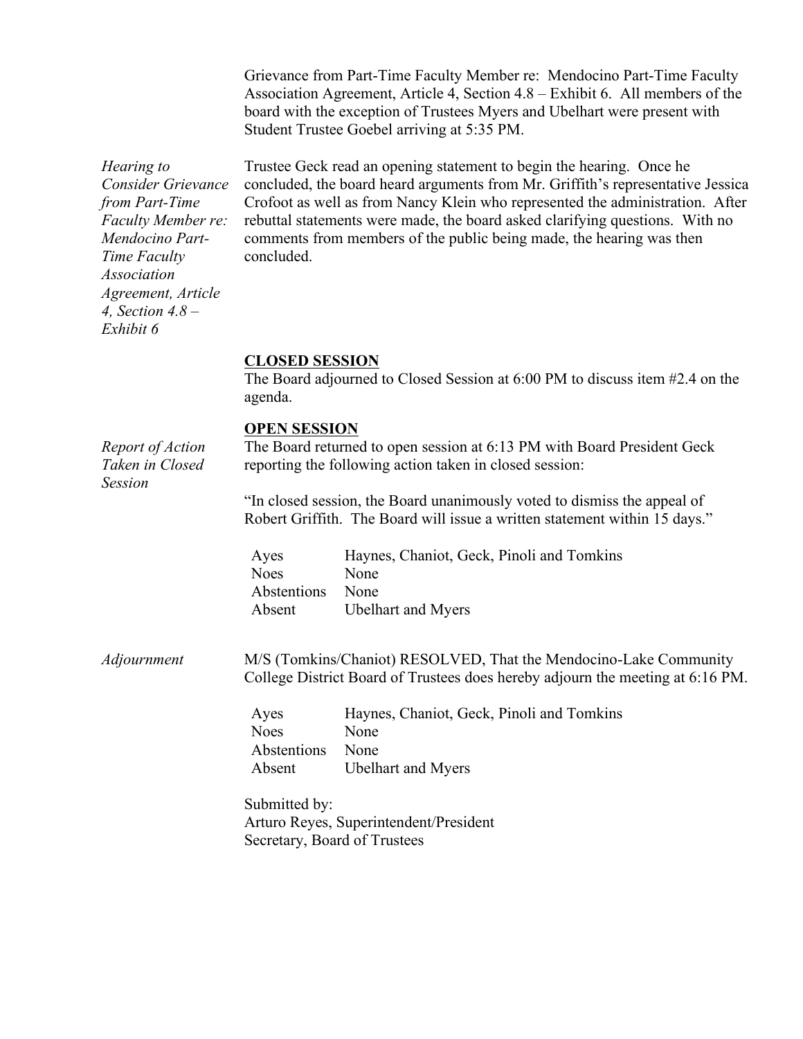Grievance from Part-Time Faculty Member re: Mendocino Part-Time Faculty Association Agreement, Article 4, Section 4.8 – Exhibit 6. All members of the board with the exception of Trustees Myers and Ubelhart were present with Student Trustee Goebel arriving at 5:35 PM.

*Hearing to Consider Grievance from Part-Time Faculty Member re: Mendocino Part-Time Faculty Association Agreement, Article 4, Section 4.8 – Exhibit 6*

Trustee Geck read an opening statement to begin the hearing. Once he concluded, the board heard arguments from Mr. Griffith's representative Jessica Crofoot as well as from Nancy Klein who represented the administration. After rebuttal statements were made, the board asked clarifying questions. With no comments from members of the public being made, the hearing was then concluded.

**CLOSED SESSION**

The Board adjourned to Closed Session at 6:00 PM to discuss item #2.4 on the agenda.

**OPEN SESSION**

*Report of Action Taken in Closed Session*

The Board returned to open session at 6:13 PM with Board President Geck reporting the following action taken in closed session:

"In closed session, the Board unanimously voted to dismiss the appeal of Robert Griffith. The Board will issue a written statement within 15 days."

| | |
|---|---|
| Ayes | Haynes, Chaniot, Geck, Pinoli and Tomkins |
| Noes | None |
| Abstentions | None |
| Absent | Ubelhart and Myers |

*Adjournment*

M/S (Tomkins/Chaniot) RESOLVED, That the Mendocino-Lake Community College District Board of Trustees does hereby adjourn the meeting at 6:16 PM.

| | |
|---|---|
| Ayes | Haynes, Chaniot, Geck, Pinoli and Tomkins |
| Noes | None |
| Abstentions | None |
| Absent | Ubelhart and Myers |

Submitted by:
Arturo Reyes, Superintendent/President
Secretary, Board of Trustees